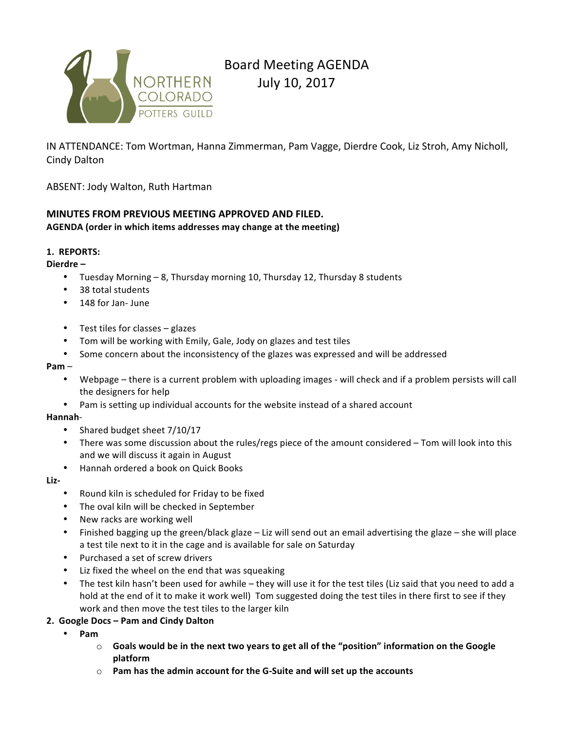# Board Meeting AGENDA
## July 10, 2017

NORTHERN COLORADO POTTERS GUILD

IN ATTENDANCE: Tom Wortman, Hanna Zimmerman, Pam Vagge, Dierdre Cook, Liz Stroh, Amy Nicholl, Cindy Dalton

ABSENT: Jody Walton, Ruth Hartman

**MINUTES FROM PREVIOUS MEETING APPROVED AND FILED.**
**AGENDA (order in which items addresses may change at the meeting)**

**1. REPORTS:**

**Dierdre –**

- Tuesday Morning – 8, Thursday morning 10, Thursday 12, Thursday 8 students
- 38 total students
- 148 for Jan- June

- Test tiles for classes – glazes
- Tom will be working with Emily, Gale, Jody on glazes and test tiles
- Some concern about the inconsistency of the glazes was expressed and will be addressed

**Pam** –

- Webpage – there is a current problem with uploading images - will check and if a problem persists will call the designers for help
- Pam is setting up individual accounts for the website instead of a shared account

**Hannah**-

- Shared budget sheet 7/10/17
- There was some discussion about the rules/regs piece of the amount considered – Tom will look into this and we will discuss it again in August
- Hannah ordered a book on Quick Books

**Liz**-

- Round kiln is scheduled for Friday to be fixed
- The oval kiln will be checked in September
- New racks are working well
- Finished bagging up the green/black glaze – Liz will send out an email advertising the glaze – she will place a test tile next to it in the cage and is available for sale on Saturday
- Purchased a set of screw drivers
- Liz fixed the wheel on the end that was squeaking
- The test kiln hasn't been used for awhile – they will use it for the test tiles (Liz said that you need to add a hold at the end of it to make it work well) Tom suggested doing the test tiles in there first to see if they work and then move the test tiles to the larger kiln

**2. Google Docs – Pam and Cindy Dalton**

- **Pam**
  - **Goals would be in the next two years to get all of the "position" information on the Google platform**
  - **Pam has the admin account for the G-Suite and will set up the accounts**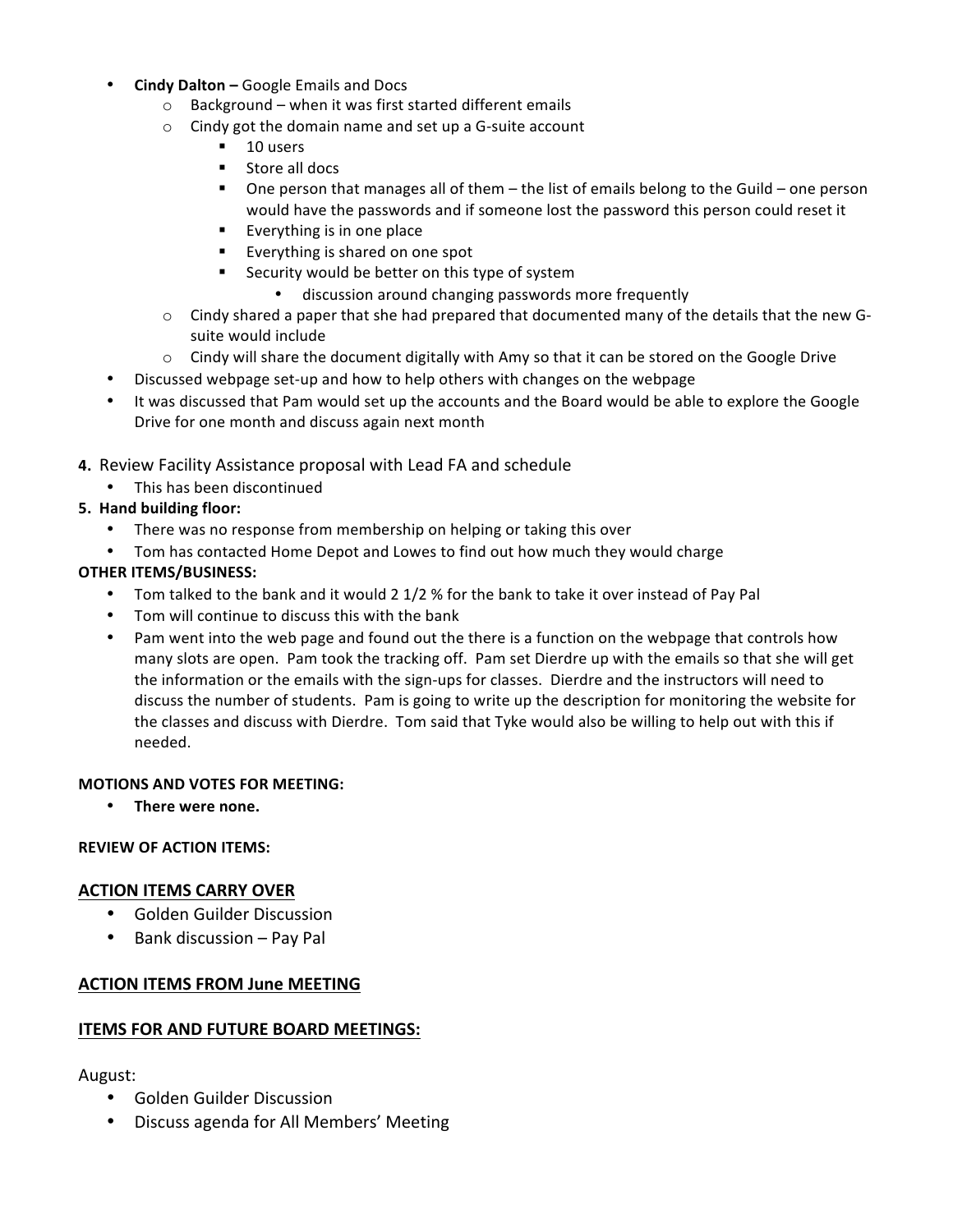- **Cindy Dalton –** Google Emails and Docs
  - Background – when it was first started different emails
  - Cindy got the domain name and set up a G-suite account
    - 10 users
    - Store all docs
    - One person that manages all of them – the list of emails belong to the Guild – one person would have the passwords and if someone lost the password this person could reset it
    - Everything is in one place
    - Everything is shared on one spot
    - Security would be better on this type of system
      - discussion around changing passwords more frequently
  - Cindy shared a paper that she had prepared that documented many of the details that the new G-suite would include
  - Cindy will share the document digitally with Amy so that it can be stored on the Google Drive
- Discussed webpage set-up and how to help others with changes on the webpage
- It was discussed that Pam would set up the accounts and the Board would be able to explore the Google Drive for one month and discuss again next month

**4.** Review Facility Assistance proposal with Lead FA and schedule

- This has been discontinued

**5. Hand building floor:**

- There was no response from membership on helping or taking this over
- Tom has contacted Home Depot and Lowes to find out how much they would charge

**OTHER ITEMS/BUSINESS:**

- Tom talked to the bank and it would 2 1/2 % for the bank to take it over instead of Pay Pal
- Tom will continue to discuss this with the bank
- Pam went into the web page and found out the there is a function on the webpage that controls how many slots are open. Pam took the tracking off. Pam set Dierdre up with the emails so that she will get the information or the emails with the sign-ups for classes. Dierdre and the instructors will need to discuss the number of students. Pam is going to write up the description for monitoring the website for the classes and discuss with Dierdre. Tom said that Tyke would also be willing to help out with this if needed.

**MOTIONS AND VOTES FOR MEETING:**

- **There were none.**

**REVIEW OF ACTION ITEMS:**

## ACTION ITEMS CARRY OVER

- Golden Guilder Discussion
- Bank discussion – Pay Pal

## ACTION ITEMS FROM June MEETING

## ITEMS FOR AND FUTURE BOARD MEETINGS:

August:

- Golden Guilder Discussion
- Discuss agenda for All Members' Meeting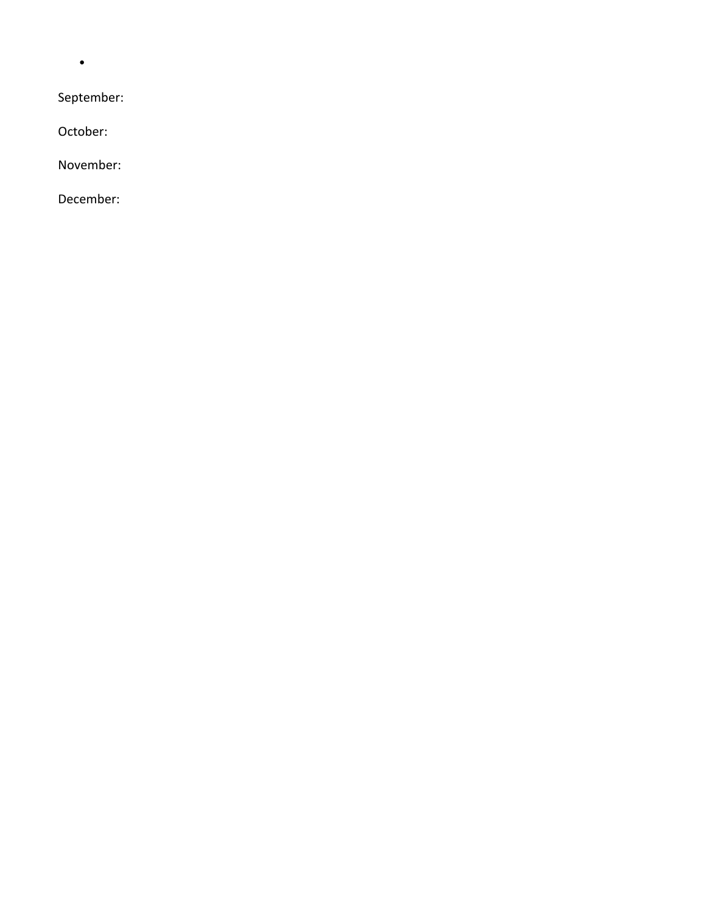- 

September:

October:

November:

December: